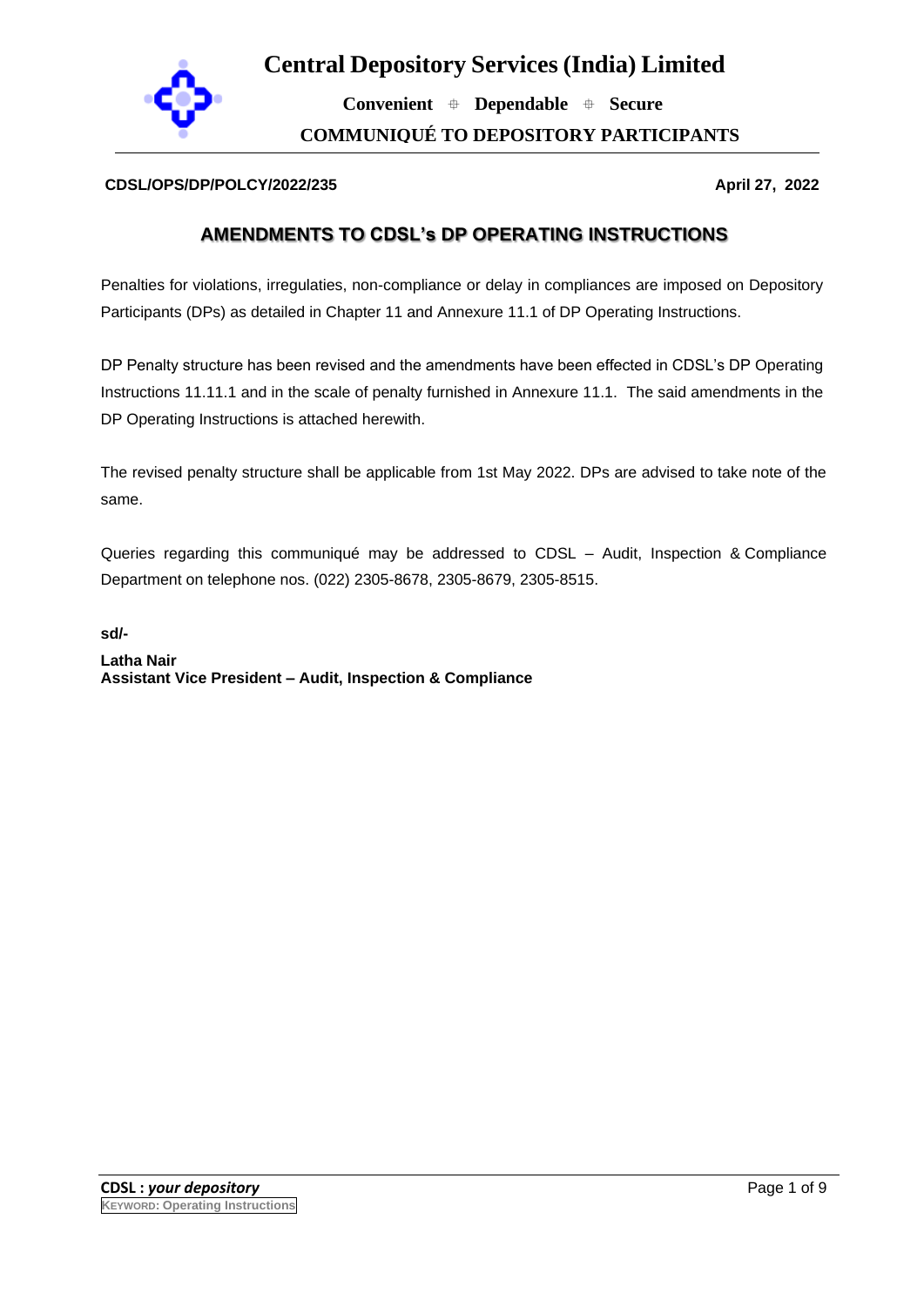# Central Depository Services (India) Limited

**Convenient ⌖ Dependable ⌖ Secure**

**COMMUNIQUÉ TO DEPOSITORY PARTICIPANTS**

**CDSL/OPS/DP/POLCY/2022/235** **April 27, 2022**

## AMENDMENTS TO CDSL's DP OPERATING INSTRUCTIONS

Penalties for violations, irregulaties, non-compliance or delay in compliances are imposed on Depository Participants (DPs) as detailed in Chapter 11 and Annexure 11.1 of DP Operating Instructions.

DP Penalty structure has been revised and the amendments have been effected in CDSL's DP Operating Instructions 11.11.1 and in the scale of penalty furnished in Annexure 11.1. The said amendments in the DP Operating Instructions is attached herewith.

The revised penalty structure shall be applicable from 1st May 2022. DPs are advised to take note of the same.

Queries regarding this communiqué may be addressed to CDSL – Audit, Inspection & Compliance Department on telephone nos. (022) 2305-8678, 2305-8679, 2305-8515.

**sd/-**

**Latha Nair**
**Assistant Vice President – Audit, Inspection & Compliance**

**CDSL :** ***your depository***

**KEYWORD: Operating Instructions**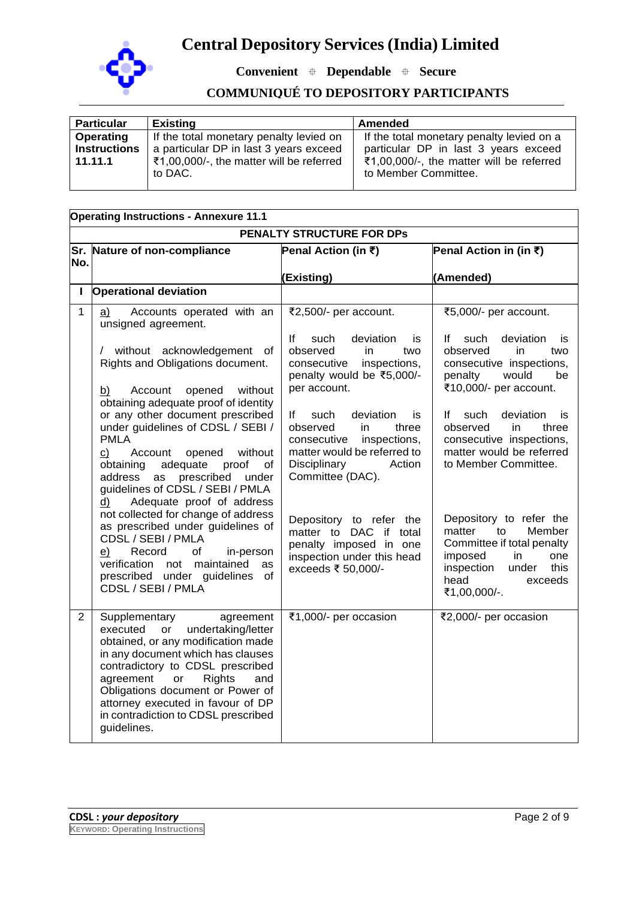| Particular | Existing | Amended |
|---|---|---|
| **Operating Instructions 11.11.1** | If the total monetary penalty levied on a particular DP in last 3 years exceed ₹1,00,000/-, the matter will be referred to DAC. | If the total monetary penalty levied on a particular DP in last 3 years exceed ₹1,00,000/-, the matter will be referred to Member Committee. |

| **Operating Instructions - Annexure 11.1** | | | |
|---|---|---|---|
| **PENALTY STRUCTURE FOR DPs** | | | |
| **Sr. No.** | **Nature of non-compliance** | **Penal Action (in ₹)** (Existing) | **Penal Action in (in ₹)** (Amended) |
| **I** | **Operational deviation** | | |
| 1 | a) Accounts operated with an unsigned agreement. / without acknowledgement of Rights and Obligations document. b) Account opened without obtaining adequate proof of identity or any other document prescribed under guidelines of CDSL / SEBI / PMLA c) Account opened without obtaining adequate proof of address as prescribed under guidelines of CDSL / SEBI / PMLA d) Adequate proof of address not collected for change of address as prescribed under guidelines of CDSL / SEBI / PMLA e) Record of in-person verification not maintained as prescribed under guidelines of CDSL / SEBI / PMLA | ₹2,500/- per account. If such deviation is observed in two consecutive inspections, penalty would be ₹5,000/- per account. If such deviation is observed in three consecutive inspections, matter would be referred to Disciplinary Action Committee (DAC). Depository to refer the matter to DAC if total penalty imposed in one inspection under this head exceeds ₹ 50,000/- | ₹5,000/- per account. If such deviation is observed in two consecutive inspections, penalty would be ₹10,000/- per account. If such deviation is observed in three consecutive inspections, matter would be referred to Member Committee. Depository to refer the matter to Member Committee if total penalty imposed in one inspection under this head exceeds ₹1,00,000/-. |
| 2 | Supplementary agreement executed or undertaking/letter obtained, or any modification made in any document which has clauses contradictory to CDSL prescribed agreement or Rights and Obligations document or Power of attorney executed in favour of DP in contradiction to CDSL prescribed guidelines. | ₹1,000/- per occasion | ₹2,000/- per occasion |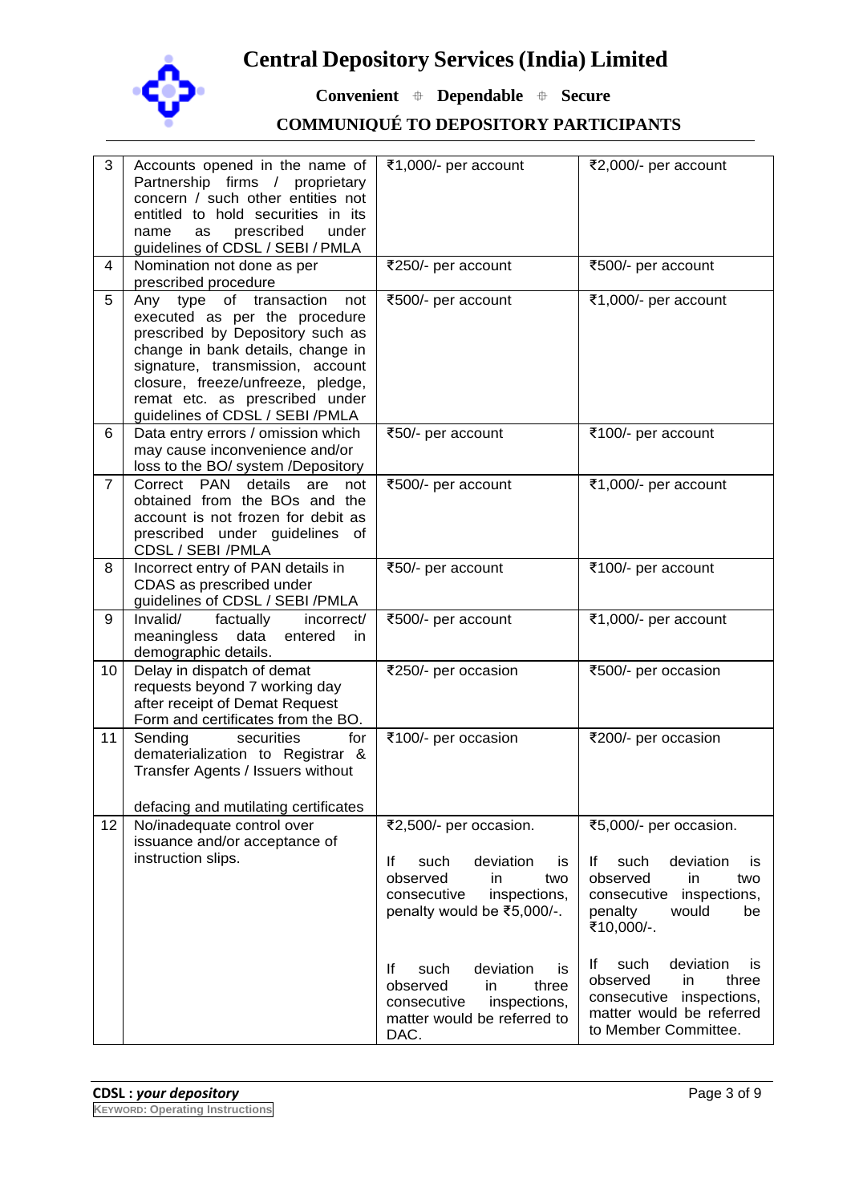| 3 | Accounts opened in the name of Partnership firms / proprietary concern / such other entities not entitled to hold securities in its name as prescribed under guidelines of CDSL / SEBI / PMLA | ₹1,000/- per account | ₹2,000/- per account |
|---|---|---|---|
| 4 | Nomination not done as per prescribed procedure | ₹250/- per account | ₹500/- per account |
| 5 | Any type of transaction not executed as per the procedure prescribed by Depository such as change in bank details, change in signature, transmission, account closure, freeze/unfreeze, pledge, remat etc. as prescribed under guidelines of CDSL / SEBI /PMLA | ₹500/- per account | ₹1,000/- per account |
| 6 | Data entry errors / omission which may cause inconvenience and/or loss to the BO/ system /Depository | ₹50/- per account | ₹100/- per account |
| 7 | Correct PAN details are not obtained from the BOs and the account is not frozen for debit as prescribed under guidelines of CDSL / SEBI /PMLA | ₹500/- per account | ₹1,000/- per account |
| 8 | Incorrect entry of PAN details in CDAS as prescribed under guidelines of CDSL / SEBI /PMLA | ₹50/- per account | ₹100/- per account |
| 9 | Invalid/ factually incorrect/ meaningless data entered in demographic details. | ₹500/- per account | ₹1,000/- per account |
| 10 | Delay in dispatch of demat requests beyond 7 working day after receipt of Demat Request Form and certificates from the BO. | ₹250/- per occasion | ₹500/- per occasion |
| 11 | Sending securities for dematerialization to Registrar & Transfer Agents / Issuers without defacing and mutilating certificates | ₹100/- per occasion | ₹200/- per occasion |
| 12 | No/inadequate control over issuance and/or acceptance of instruction slips. | ₹2,500/- per occasion.<br><br>If such deviation is observed in two consecutive inspections, penalty would be ₹5,000/-.<br><br>If such deviation is observed in three consecutive inspections, matter would be referred to DAC. | ₹5,000/- per occasion.<br><br>If such deviation is observed in two consecutive inspections, penalty would be ₹10,000/-.<br><br>If such deviation is observed in three consecutive inspections, matter would be referred to Member Committee. |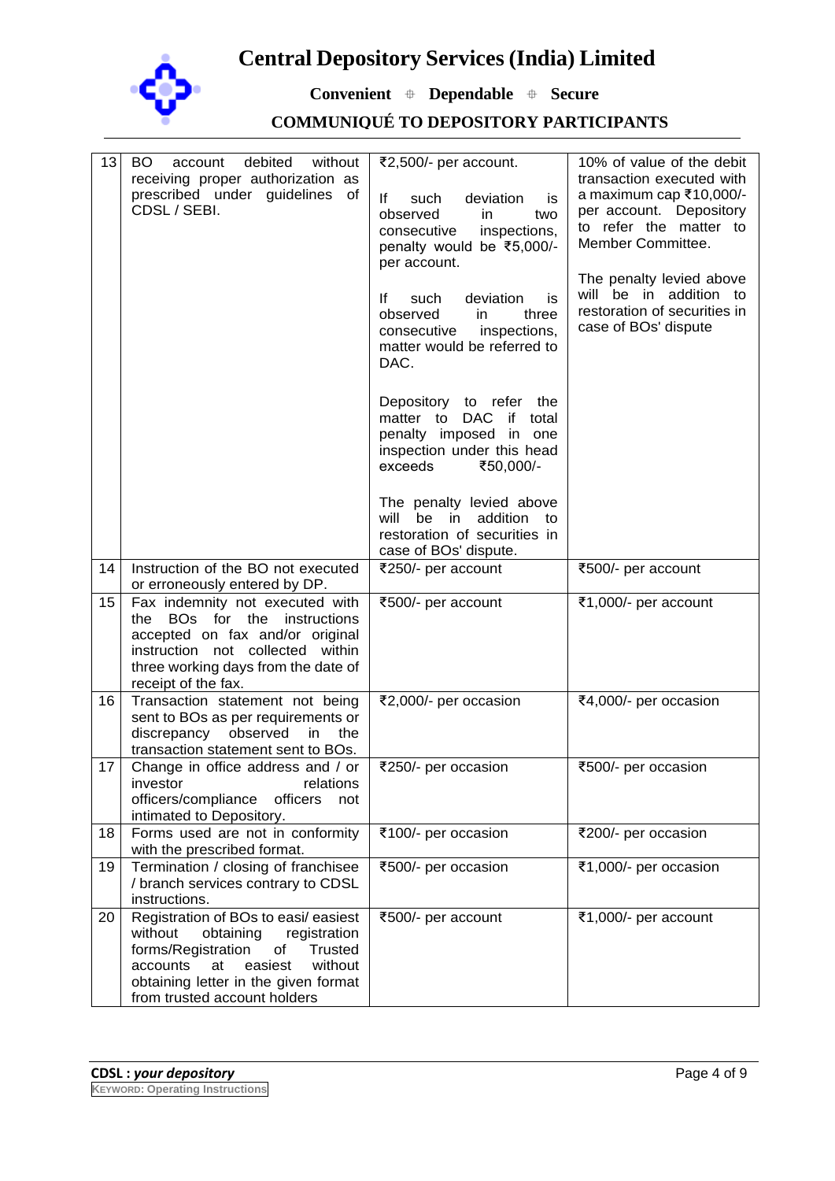| 13 | BO account debited without receiving proper authorization as prescribed under guidelines of CDSL / SEBI. | ₹2,500/- per account.<br><br>If such deviation is observed in two consecutive inspections, penalty would be ₹5,000/- per account.<br><br>If such deviation is observed in three consecutive inspections, matter would be referred to DAC.<br><br>Depository to refer the matter to DAC if total penalty imposed in one inspection under this head exceeds ₹50,000/-<br><br>The penalty levied above will be in addition to restoration of securities in case of BOs' dispute. | 10% of value of the debit transaction executed with a maximum cap ₹10,000/- per account. Depository to refer the matter to Member Committee.<br><br>The penalty levied above will be in addition to restoration of securities in case of BOs' dispute |
|---|---|---|---|
| 14 | Instruction of the BO not executed or erroneously entered by DP. | ₹250/- per account | ₹500/- per account |
| 15 | Fax indemnity not executed with the BOs for the instructions accepted on fax and/or original instruction not collected within three working days from the date of receipt of the fax. | ₹500/- per account | ₹1,000/- per account |
| 16 | Transaction statement not being sent to BOs as per requirements or discrepancy observed in the transaction statement sent to BOs. | ₹2,000/- per occasion | ₹4,000/- per occasion |
| 17 | Change in office address and / or investor relations officers/compliance officers not intimated to Depository. | ₹250/- per occasion | ₹500/- per occasion |
| 18 | Forms used are not in conformity with the prescribed format. | ₹100/- per occasion | ₹200/- per occasion |
| 19 | Termination / closing of franchisee / branch services contrary to CDSL instructions. | ₹500/- per occasion | ₹1,000/- per occasion |
| 20 | Registration of BOs to easi/ easiest without obtaining registration forms/Registration of Trusted accounts at easiest without obtaining letter in the given format from trusted account holders | ₹500/- per account | ₹1,000/- per account |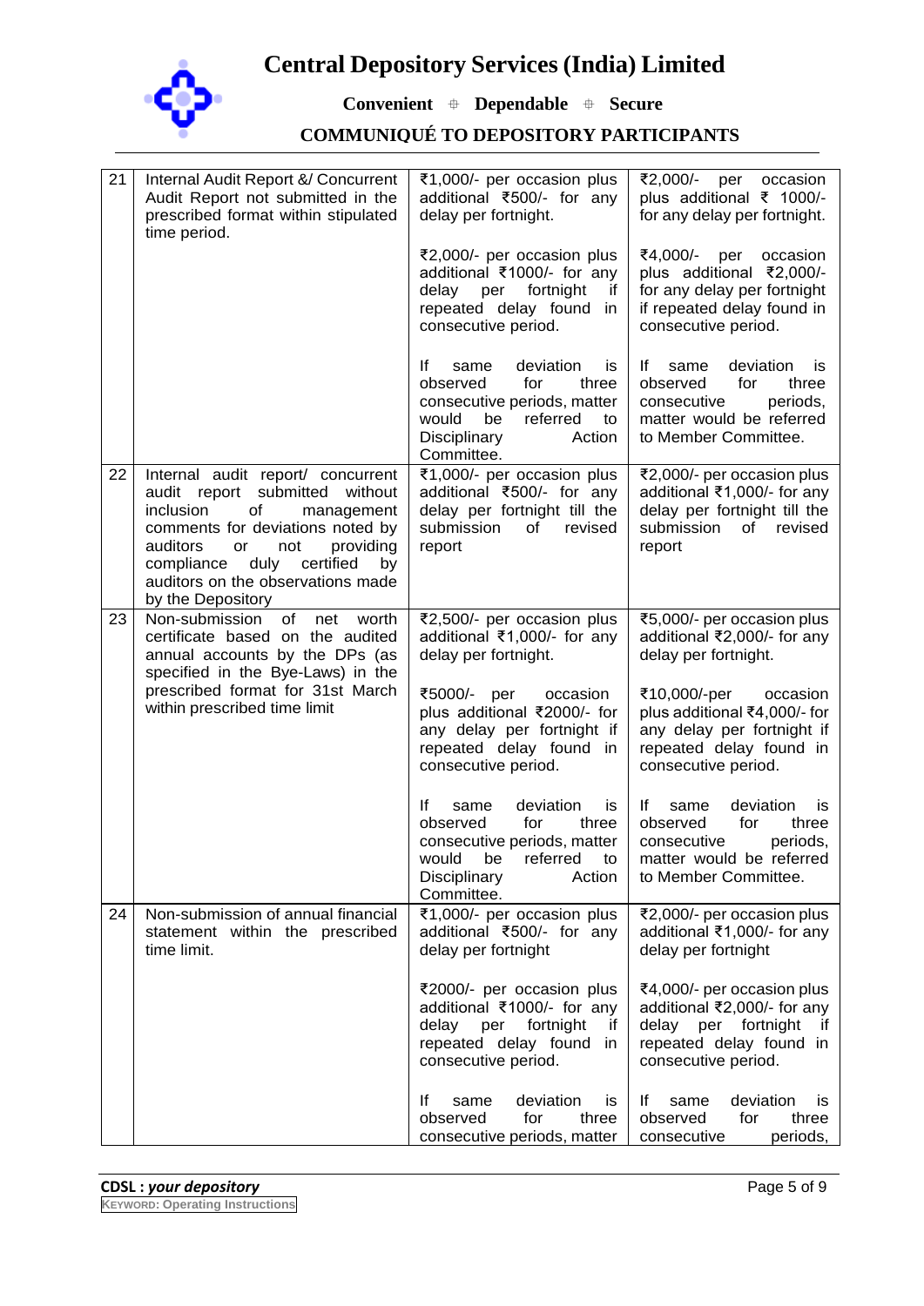| 21 | Internal Audit Report &/ Concurrent Audit Report not submitted in the prescribed format within stipulated time period. | ₹1,000/- per occasion plus additional ₹500/- for any delay per fortnight.<br><br>₹2,000/- per occasion plus additional ₹1000/- for any delay per fortnight if repeated delay found in consecutive period.<br><br>If same deviation is observed for three consecutive periods, matter would be referred to Disciplinary Action Committee. | ₹2,000/- per occasion plus additional ₹ 1000/- for any delay per fortnight.<br><br>₹4,000/- per occasion plus additional ₹2,000/- for any delay per fortnight if repeated delay found in consecutive period.<br><br>If same deviation is observed for three consecutive periods, matter would be referred to Member Committee. |
|---|---|---|---|
| 22 | Internal audit report/ concurrent audit report submitted without inclusion of management comments for deviations noted by auditors or not providing compliance duly certified by auditors on the observations made by the Depository | ₹1,000/- per occasion plus additional ₹500/- for any delay per fortnight till the submission of revised report | ₹2,000/- per occasion plus additional ₹1,000/- for any delay per fortnight till the submission of revised report |
| 23 | Non-submission of net worth certificate based on the audited annual accounts by the DPs (as specified in the Bye-Laws) in the prescribed format for 31st March within prescribed time limit | ₹2,500/- per occasion plus additional ₹1,000/- for any delay per fortnight.<br><br>₹5000/- per occasion plus additional ₹2000/- for any delay per fortnight if repeated delay found in consecutive period.<br><br>If same deviation is observed for three consecutive periods, matter would be referred to Disciplinary Action Committee. | ₹5,000/- per occasion plus additional ₹2,000/- for any delay per fortnight.<br><br>₹10,000/-per occasion plus additional ₹4,000/- for any delay per fortnight if repeated delay found in consecutive period.<br><br>If same deviation is observed for three consecutive periods, matter would be referred to Member Committee. |
| 24 | Non-submission of annual financial statement within the prescribed time limit. | ₹1,000/- per occasion plus additional ₹500/- for any delay per fortnight<br><br>₹2000/- per occasion plus additional ₹1000/- for any delay per fortnight if repeated delay found in consecutive period.<br><br>If same deviation is observed for three consecutive periods, matter | ₹2,000/- per occasion plus additional ₹1,000/- for any delay per fortnight<br><br>₹4,000/- per occasion plus additional ₹2,000/- for any delay per fortnight if repeated delay found in consecutive period.<br><br>If same deviation is observed for three consecutive periods, |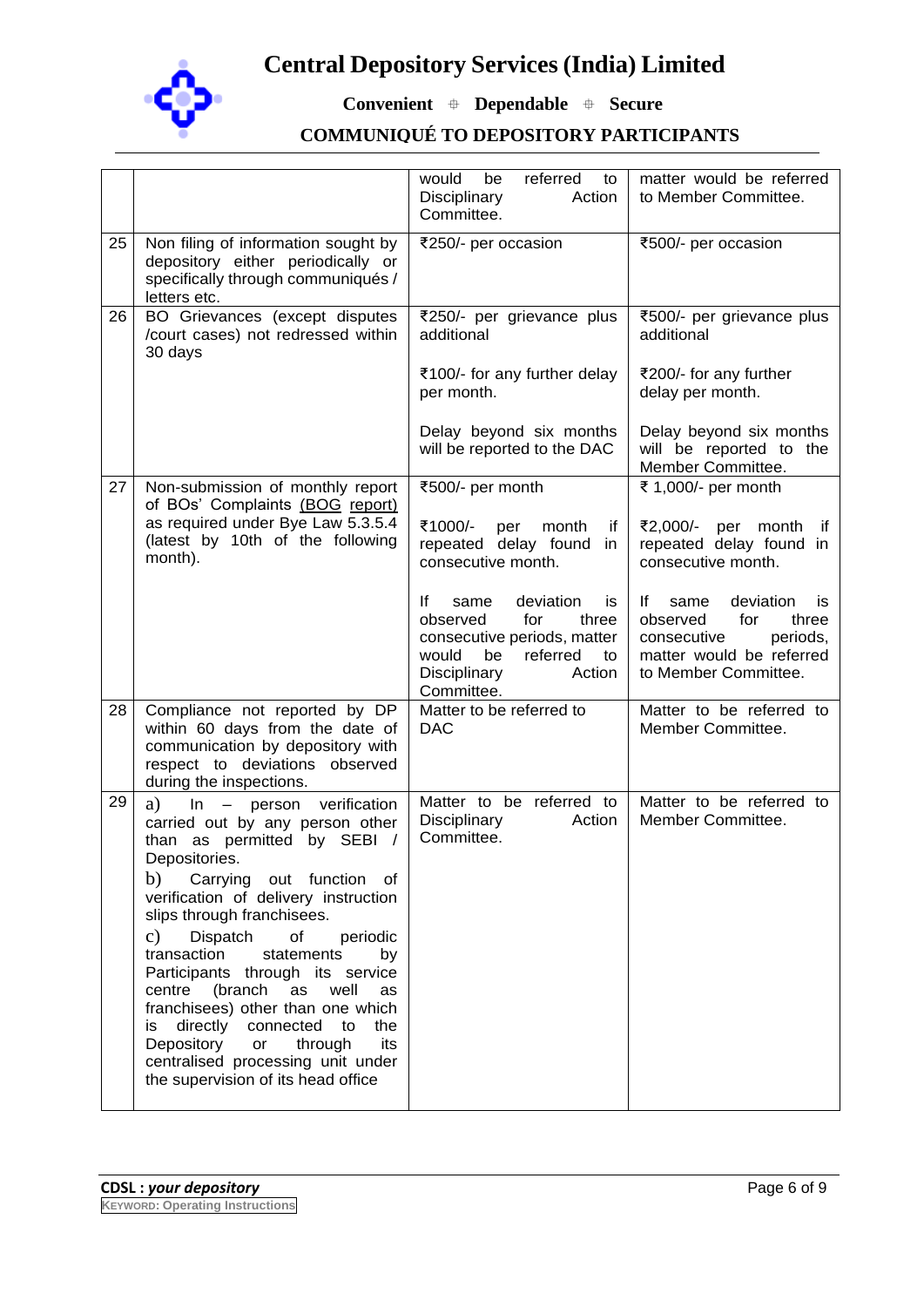| | | | |
|---|---|---|---|
| | | would be referred to Disciplinary Action Committee. | matter would be referred to Member Committee. |
| 25 | Non filing of information sought by depository either periodically or specifically through communiqués / letters etc. | ₹250/- per occasion | ₹500/- per occasion |
| 26 | BO Grievances (except disputes /court cases) not redressed within 30 days | ₹250/- per grievance plus additional<br><br>₹100/- for any further delay per month.<br><br>Delay beyond six months will be reported to the DAC | ₹500/- per grievance plus additional<br><br>₹200/- for any further delay per month.<br><br>Delay beyond six months will be reported to the Member Committee. |
| 27 | Non-submission of monthly report of BOs' Complaints (BOG report) as required under Bye Law 5.3.5.4 (latest by 10th of the following month). | ₹500/- per month<br><br>₹1000/- per month if repeated delay found in consecutive month.<br><br>If same deviation is observed for three consecutive periods, matter would be referred to Disciplinary Action Committee. | ₹ 1,000/- per month<br><br>₹2,000/- per month if repeated delay found in consecutive month.<br><br>If same deviation is observed for three consecutive periods, matter would be referred to Member Committee. |
| 28 | Compliance not reported by DP within 60 days from the date of communication by depository with respect to deviations observed during the inspections. | Matter to be referred to DAC | Matter to be referred to Member Committee. |
| 29 | a) In – person verification carried out by any person other than as permitted by SEBI / Depositories.<br><br>b) Carrying out function of verification of delivery instruction slips through franchisees.<br><br>c) Dispatch of periodic transaction statements by Participants through its service centre (branch as well as franchisees) other than one which is directly connected to the Depository or through its centralised processing unit under the supervision of its head office | Matter to be referred to Disciplinary Action Committee. | Matter to be referred to Member Committee. |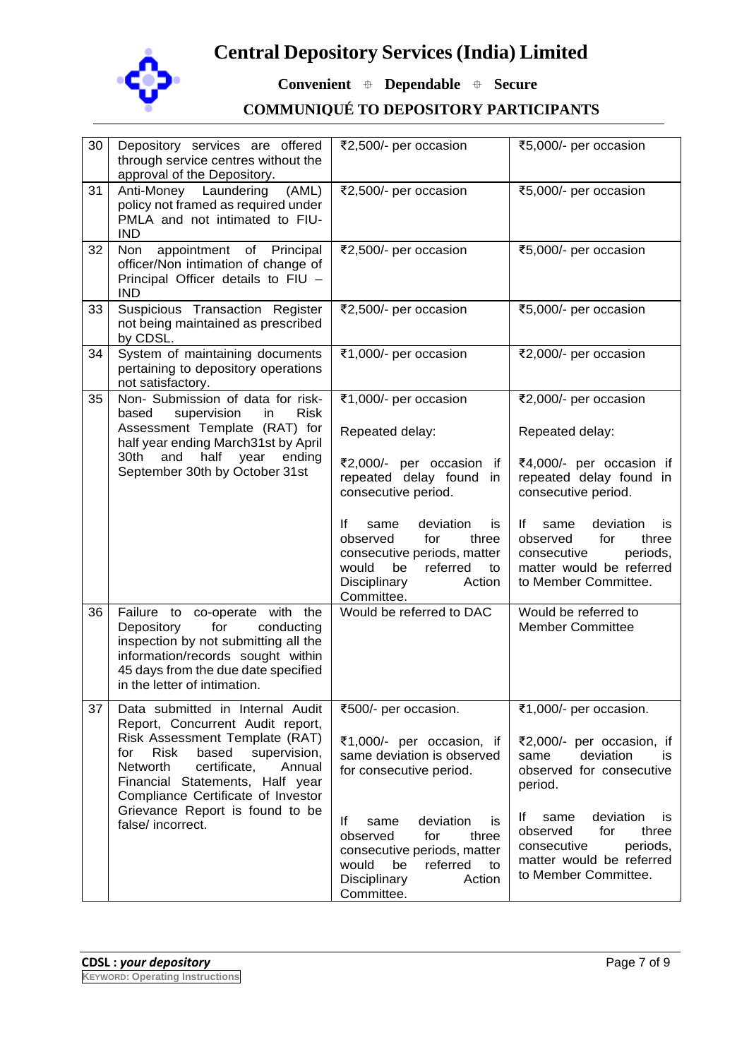| 30 | Depository services are offered through service centres without the approval of the Depository. | ₹2,500/- per occasion | ₹5,000/- per occasion |
|---|---|---|---|
| 31 | Anti-Money Laundering (AML) policy not framed as required under PMLA and not intimated to FIU-IND | ₹2,500/- per occasion | ₹5,000/- per occasion |
| 32 | Non appointment of Principal officer/Non intimation of change of Principal Officer details to FIU – IND | ₹2,500/- per occasion | ₹5,000/- per occasion |
| 33 | Suspicious Transaction Register not being maintained as prescribed by CDSL. | ₹2,500/- per occasion | ₹5,000/- per occasion |
| 34 | System of maintaining documents pertaining to depository operations not satisfactory. | ₹1,000/- per occasion | ₹2,000/- per occasion |
| 35 | Non- Submission of data for risk-based supervision in Risk Assessment Template (RAT) for half year ending March31st by April 30th and half year ending September 30th by October 31st | ₹1,000/- per occasion<br><br>Repeated delay:<br><br>₹2,000/- per occasion if repeated delay found in consecutive period.<br><br>If same deviation is observed for three consecutive periods, matter would be referred to Disciplinary Action Committee. | ₹2,000/- per occasion<br><br>Repeated delay:<br><br>₹4,000/- per occasion if repeated delay found in consecutive period.<br><br>If same deviation is observed for three consecutive periods, matter would be referred to Member Committee. |
| 36 | Failure to co-operate with the Depository for conducting inspection by not submitting all the information/records sought within 45 days from the due date specified in the letter of intimation. | Would be referred to DAC | Would be referred to Member Committee |
| 37 | Data submitted in Internal Audit Report, Concurrent Audit report, Risk Assessment Template (RAT) for Risk based supervision, Networth certificate, Annual Financial Statements, Half year Compliance Certificate of Investor Grievance Report is found to be false/ incorrect. | ₹500/- per occasion.<br><br>₹1,000/- per occasion, if same deviation is observed for consecutive period.<br><br>If same deviation is observed for three consecutive periods, matter would be referred to Disciplinary Action Committee. | ₹1,000/- per occasion.<br><br>₹2,000/- per occasion, if same deviation is observed for consecutive period.<br><br>If same deviation is observed for three consecutive periods, matter would be referred to Member Committee. |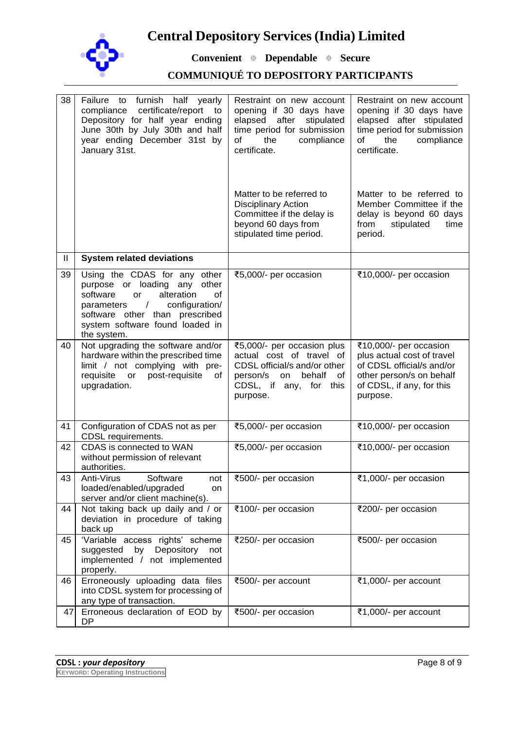| 38 | Failure to furnish half yearly compliance certificate/report to Depository for half year ending June 30th by July 30th and half year ending December 31st by January 31st. | Restraint on new account opening if 30 days have elapsed after stipulated time period for submission of the compliance certificate.<br><br>Matter to be referred to Disciplinary Action Committee if the delay is beyond 60 days from stipulated time period. | Restraint on new account opening if 30 days have elapsed after stipulated time period for submission of the compliance certificate.<br><br>Matter to be referred to Member Committee if the delay is beyond 60 days from stipulated time period. |
|---|---|---|---|
| II | **System related deviations** | | |
| 39 | Using the CDAS for any other purpose or loading any other software or alteration of parameters / configuration/ software other than prescribed system software found loaded in the system. | ₹5,000/- per occasion | ₹10,000/- per occasion |
| 40 | Not upgrading the software and/or hardware within the prescribed time limit / not complying with pre-requisite or post-requisite of upgradation. | ₹5,000/- per occasion plus actual cost of travel of CDSL official/s and/or other person/s on behalf of CDSL, if any, for this purpose. | ₹10,000/- per occasion plus actual cost of travel of CDSL official/s and/or other person/s on behalf of CDSL, if any, for this purpose. |
| 41 | Configuration of CDAS not as per CDSL requirements. | ₹5,000/- per occasion | ₹10,000/- per occasion |
| 42 | CDAS is connected to WAN without permission of relevant authorities. | ₹5,000/- per occasion | ₹10,000/- per occasion |
| 43 | Anti-Virus Software not loaded/enabled/upgraded on server and/or client machine(s). | ₹500/- per occasion | ₹1,000/- per occasion |
| 44 | Not taking back up daily and / or deviation in procedure of taking back up | ₹100/- per occasion | ₹200/- per occasion |
| 45 | 'Variable access rights' scheme suggested by Depository not implemented / not implemented properly. | ₹250/- per occasion | ₹500/- per occasion |
| 46 | Erroneously uploading data files into CDSL system for processing of any type of transaction. | ₹500/- per account | ₹1,000/- per account |
| 47 | Erroneous declaration of EOD by DP | ₹500/- per occasion | ₹1,000/- per account |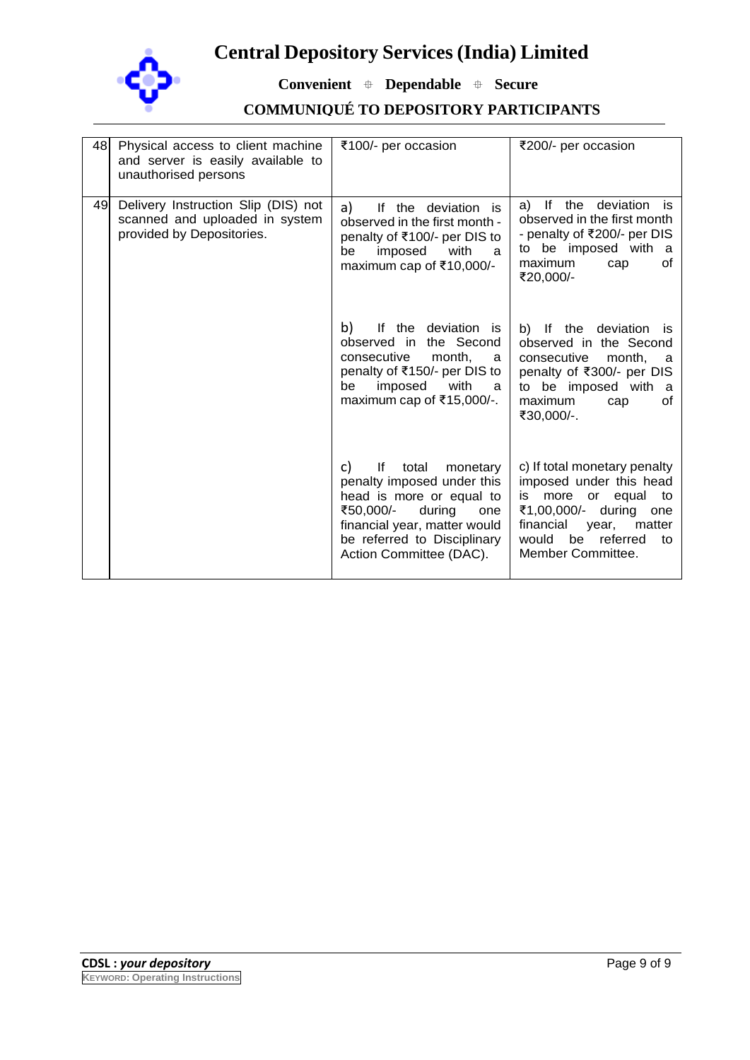| | | | |
|---|---|---|---|
| 48 | Physical access to client machine and server is easily available to unauthorised persons | ₹100/- per occasion | ₹200/- per occasion |
| 49 | Delivery Instruction Slip (DIS) not scanned and uploaded in system provided by Depositories. | a) If the deviation is observed in the first month - penalty of ₹100/- per DIS to be imposed with a maximum cap of ₹10,000/-<br><br>b) If the deviation is observed in the Second consecutive month, a penalty of ₹150/- per DIS to be imposed with a maximum cap of ₹15,000/-.<br><br>c) If total monetary penalty imposed under this head is more or equal to ₹50,000/- during one financial year, matter would be referred to Disciplinary Action Committee (DAC). | a) If the deviation is observed in the first month - penalty of ₹200/- per DIS to be imposed with a maximum cap of ₹20,000/-<br><br>b) If the deviation is observed in the Second consecutive month, a penalty of ₹300/- per DIS to be imposed with a maximum cap of ₹30,000/-.<br><br>c) If total monetary penalty imposed under this head is more or equal to ₹1,00,000/- during one financial year, matter would be referred to Member Committee. |